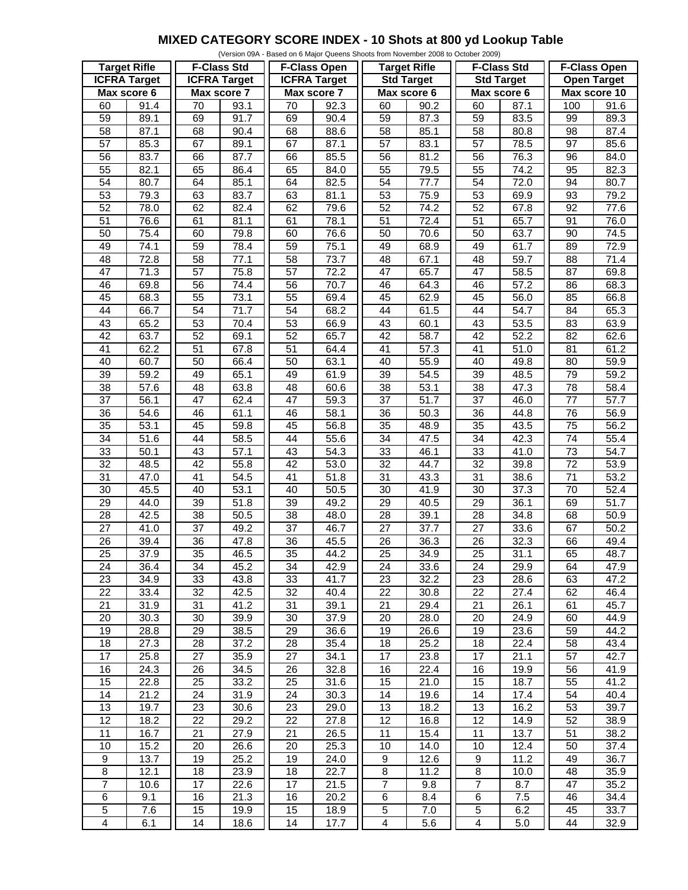# MIXED CATEGORY SCORE INDEX - 10 Shots at 800 yd Lookup Table

(Version 09A - Based on 6 Major Queens Shoots from November 2008 to October 2009)

| Target Rifle | | F-Class Std | | F-Class Open | | Target Rifle | | F-Class Std | | F-Class Open | |
|---|---|---|---|---|---|---|---|---|---|---|---|
| ICFRA Target | | ICFRA Target | | ICFRA Target | | Std Target | | Std Target | | Open Target | |
| Max score 6 | | Max score 7 | | Max score 7 | | Max score 6 | | Max score 6 | | Max score 10 | |
| 60 | 91.4 | 70 | 93.1 | 70 | 92.3 | 60 | 90.2 | 60 | 87.1 | 100 | 91.6 |
| 59 | 89.1 | 69 | 91.7 | 69 | 90.4 | 59 | 87.3 | 59 | 83.5 | 99 | 89.3 |
| 58 | 87.1 | 68 | 90.4 | 68 | 88.6 | 58 | 85.1 | 58 | 80.8 | 98 | 87.4 |
| 57 | 85.3 | 67 | 89.1 | 67 | 87.1 | 57 | 83.1 | 57 | 78.5 | 97 | 85.6 |
| 56 | 83.7 | 66 | 87.7 | 66 | 85.5 | 56 | 81.2 | 56 | 76.3 | 96 | 84.0 |
| 55 | 82.1 | 65 | 86.4 | 65 | 84.0 | 55 | 79.5 | 55 | 74.2 | 95 | 82.3 |
| 54 | 80.7 | 64 | 85.1 | 64 | 82.5 | 54 | 77.7 | 54 | 72.0 | 94 | 80.7 |
| 53 | 79.3 | 63 | 83.7 | 63 | 81.1 | 53 | 75.9 | 53 | 69.9 | 93 | 79.2 |
| 52 | 78.0 | 62 | 82.4 | 62 | 79.6 | 52 | 74.2 | 52 | 67.8 | 92 | 77.6 |
| 51 | 76.6 | 61 | 81.1 | 61 | 78.1 | 51 | 72.4 | 51 | 65.7 | 91 | 76.0 |
| 50 | 75.4 | 60 | 79.8 | 60 | 76.6 | 50 | 70.6 | 50 | 63.7 | 90 | 74.5 |
| 49 | 74.1 | 59 | 78.4 | 59 | 75.1 | 49 | 68.9 | 49 | 61.7 | 89 | 72.9 |
| 48 | 72.8 | 58 | 77.1 | 58 | 73.7 | 48 | 67.1 | 48 | 59.7 | 88 | 71.4 |
| 47 | 71.3 | 57 | 75.8 | 57 | 72.2 | 47 | 65.7 | 47 | 58.5 | 87 | 69.8 |
| 46 | 69.8 | 56 | 74.4 | 56 | 70.7 | 46 | 64.3 | 46 | 57.2 | 86 | 68.3 |
| 45 | 68.3 | 55 | 73.1 | 55 | 69.4 | 45 | 62.9 | 45 | 56.0 | 85 | 66.8 |
| 44 | 66.7 | 54 | 71.7 | 54 | 68.2 | 44 | 61.5 | 44 | 54.7 | 84 | 65.3 |
| 43 | 65.2 | 53 | 70.4 | 53 | 66.9 | 43 | 60.1 | 43 | 53.5 | 83 | 63.9 |
| 42 | 63.7 | 52 | 69.1 | 52 | 65.7 | 42 | 58.7 | 42 | 52.2 | 82 | 62.6 |
| 41 | 62.2 | 51 | 67.8 | 51 | 64.4 | 41 | 57.3 | 41 | 51.0 | 81 | 61.2 |
| 40 | 60.7 | 50 | 66.4 | 50 | 63.1 | 40 | 55.9 | 40 | 49.8 | 80 | 59.9 |
| 39 | 59.2 | 49 | 65.1 | 49 | 61.9 | 39 | 54.5 | 39 | 48.5 | 79 | 59.2 |
| 38 | 57.6 | 48 | 63.8 | 48 | 60.6 | 38 | 53.1 | 38 | 47.3 | 78 | 58.4 |
| 37 | 56.1 | 47 | 62.4 | 47 | 59.3 | 37 | 51.7 | 37 | 46.0 | 77 | 57.7 |
| 36 | 54.6 | 46 | 61.1 | 46 | 58.1 | 36 | 50.3 | 36 | 44.8 | 76 | 56.9 |
| 35 | 53.1 | 45 | 59.8 | 45 | 56.8 | 35 | 48.9 | 35 | 43.5 | 75 | 56.2 |
| 34 | 51.6 | 44 | 58.5 | 44 | 55.6 | 34 | 47.5 | 34 | 42.3 | 74 | 55.4 |
| 33 | 50.1 | 43 | 57.1 | 43 | 54.3 | 33 | 46.1 | 33 | 41.0 | 73 | 54.7 |
| 32 | 48.5 | 42 | 55.8 | 42 | 53.0 | 32 | 44.7 | 32 | 39.8 | 72 | 53.9 |
| 31 | 47.0 | 41 | 54.5 | 41 | 51.8 | 31 | 43.3 | 31 | 38.6 | 71 | 53.2 |
| 30 | 45.5 | 40 | 53.1 | 40 | 50.5 | 30 | 41.9 | 30 | 37.3 | 70 | 52.4 |
| 29 | 44.0 | 39 | 51.8 | 39 | 49.2 | 29 | 40.5 | 29 | 36.1 | 69 | 51.7 |
| 28 | 42.5 | 38 | 50.5 | 38 | 48.0 | 28 | 39.1 | 28 | 34.8 | 68 | 50.9 |
| 27 | 41.0 | 37 | 49.2 | 37 | 46.7 | 27 | 37.7 | 27 | 33.6 | 67 | 50.2 |
| 26 | 39.4 | 36 | 47.8 | 36 | 45.5 | 26 | 36.3 | 26 | 32.3 | 66 | 49.4 |
| 25 | 37.9 | 35 | 46.5 | 35 | 44.2 | 25 | 34.9 | 25 | 31.1 | 65 | 48.7 |
| 24 | 36.4 | 34 | 45.2 | 34 | 42.9 | 24 | 33.6 | 24 | 29.9 | 64 | 47.9 |
| 23 | 34.9 | 33 | 43.8 | 33 | 41.7 | 23 | 32.2 | 23 | 28.6 | 63 | 47.2 |
| 22 | 33.4 | 32 | 42.5 | 32 | 40.4 | 22 | 30.8 | 22 | 27.4 | 62 | 46.4 |
| 21 | 31.9 | 31 | 41.2 | 31 | 39.1 | 21 | 29.4 | 21 | 26.1 | 61 | 45.7 |
| 20 | 30.3 | 30 | 39.9 | 30 | 37.9 | 20 | 28.0 | 20 | 24.9 | 60 | 44.9 |
| 19 | 28.8 | 29 | 38.5 | 29 | 36.6 | 19 | 26.6 | 19 | 23.6 | 59 | 44.2 |
| 18 | 27.3 | 28 | 37.2 | 28 | 35.4 | 18 | 25.2 | 18 | 22.4 | 58 | 43.4 |
| 17 | 25.8 | 27 | 35.9 | 27 | 34.1 | 17 | 23.8 | 17 | 21.1 | 57 | 42.7 |
| 16 | 24.3 | 26 | 34.5 | 26 | 32.8 | 16 | 22.4 | 16 | 19.9 | 56 | 41.9 |
| 15 | 22.8 | 25 | 33.2 | 25 | 31.6 | 15 | 21.0 | 15 | 18.7 | 55 | 41.2 |
| 14 | 21.2 | 24 | 31.9 | 24 | 30.3 | 14 | 19.6 | 14 | 17.4 | 54 | 40.4 |
| 13 | 19.7 | 23 | 30.6 | 23 | 29.0 | 13 | 18.2 | 13 | 16.2 | 53 | 39.7 |
| 12 | 18.2 | 22 | 29.2 | 22 | 27.8 | 12 | 16.8 | 12 | 14.9 | 52 | 38.9 |
| 11 | 16.7 | 21 | 27.9 | 21 | 26.5 | 11 | 15.4 | 11 | 13.7 | 51 | 38.2 |
| 10 | 15.2 | 20 | 26.6 | 20 | 25.3 | 10 | 14.0 | 10 | 12.4 | 50 | 37.4 |
| 9 | 13.7 | 19 | 25.2 | 19 | 24.0 | 9 | 12.6 | 9 | 11.2 | 49 | 36.7 |
| 8 | 12.1 | 18 | 23.9 | 18 | 22.7 | 8 | 11.2 | 8 | 10.0 | 48 | 35.9 |
| 7 | 10.6 | 17 | 22.6 | 17 | 21.5 | 7 | 9.8 | 7 | 8.7 | 47 | 35.2 |
| 6 | 9.1 | 16 | 21.3 | 16 | 20.2 | 6 | 8.4 | 6 | 7.5 | 46 | 34.4 |
| 5 | 7.6 | 15 | 19.9 | 15 | 18.9 | 5 | 7.0 | 5 | 6.2 | 45 | 33.7 |
| 4 | 6.1 | 14 | 18.6 | 14 | 17.7 | 4 | 5.6 | 4 | 5.0 | 44 | 32.9 |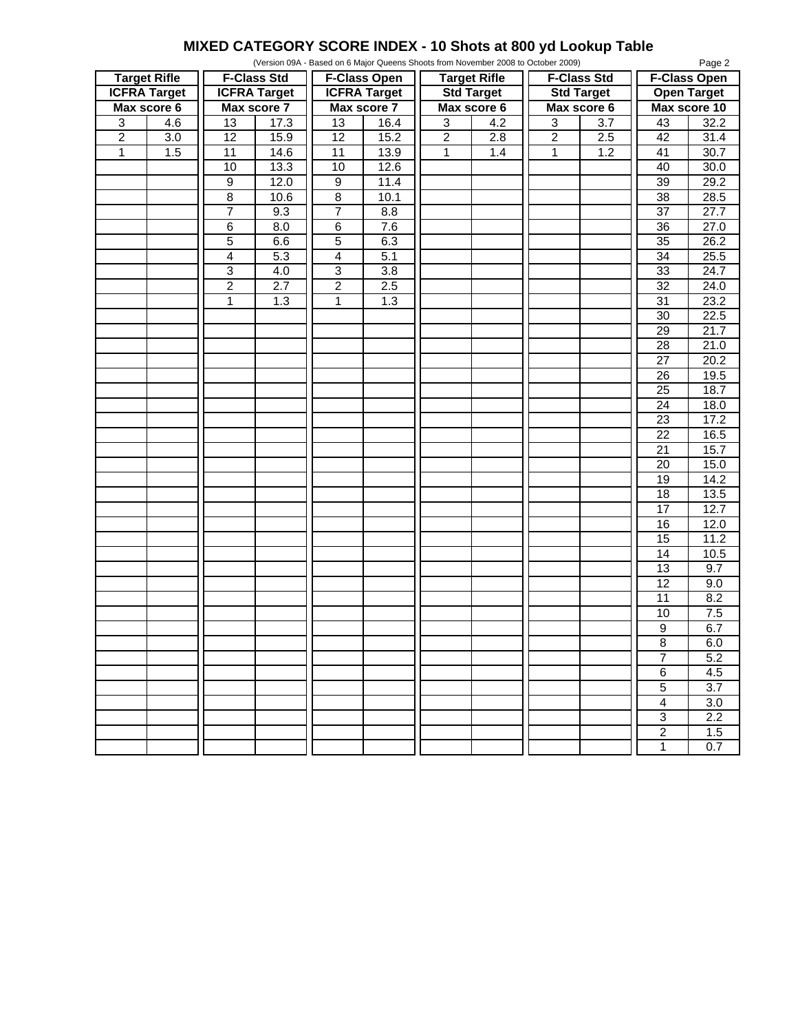# MIXED CATEGORY SCORE INDEX - 10 Shots at 800 yd Lookup Table

(Version 09A - Based on 6 Major Queens Shoots from November 2008 to October 2009)

| Target Rifle | | F-Class Std | | F-Class Open | | Target Rifle | | F-Class Std | | F-Class Open | |
|---|---|---|---|---|---|---|---|---|---|---|---|
| ICFRA Target | | ICFRA Target | | ICFRA Target | | Std Target | | Std Target | | Open Target | |
| Max score 6 | | Max score 7 | | Max score 7 | | Max score 6 | | Max score 6 | | Max score 10 | |
| 3 | 4.6 | 13 | 17.3 | 13 | 16.4 | 3 | 4.2 | 3 | 3.7 | 43 | 32.2 |
| 2 | 3.0 | 12 | 15.9 | 12 | 15.2 | 2 | 2.8 | 2 | 2.5 | 42 | 31.4 |
| 1 | 1.5 | 11 | 14.6 | 11 | 13.9 | 1 | 1.4 | 1 | 1.2 | 41 | 30.7 |
| | | 10 | 13.3 | 10 | 12.6 | | | | | 40 | 30.0 |
| | | 9 | 12.0 | 9 | 11.4 | | | | | 39 | 29.2 |
| | | 8 | 10.6 | 8 | 10.1 | | | | | 38 | 28.5 |
| | | 7 | 9.3 | 7 | 8.8 | | | | | 37 | 27.7 |
| | | 6 | 8.0 | 6 | 7.6 | | | | | 36 | 27.0 |
| | | 5 | 6.6 | 5 | 6.3 | | | | | 35 | 26.2 |
| | | 4 | 5.3 | 4 | 5.1 | | | | | 34 | 25.5 |
| | | 3 | 4.0 | 3 | 3.8 | | | | | 33 | 24.7 |
| | | 2 | 2.7 | 2 | 2.5 | | | | | 32 | 24.0 |
| | | 1 | 1.3 | 1 | 1.3 | | | | | 31 | 23.2 |
| | | | | | | | | | | 30 | 22.5 |
| | | | | | | | | | | 29 | 21.7 |
| | | | | | | | | | | 28 | 21.0 |
| | | | | | | | | | | 27 | 20.2 |
| | | | | | | | | | | 26 | 19.5 |
| | | | | | | | | | | 25 | 18.7 |
| | | | | | | | | | | 24 | 18.0 |
| | | | | | | | | | | 23 | 17.2 |
| | | | | | | | | | | 22 | 16.5 |
| | | | | | | | | | | 21 | 15.7 |
| | | | | | | | | | | 20 | 15.0 |
| | | | | | | | | | | 19 | 14.2 |
| | | | | | | | | | | 18 | 13.5 |
| | | | | | | | | | | 17 | 12.7 |
| | | | | | | | | | | 16 | 12.0 |
| | | | | | | | | | | 15 | 11.2 |
| | | | | | | | | | | 14 | 10.5 |
| | | | | | | | | | | 13 | 9.7 |
| | | | | | | | | | | 12 | 9.0 |
| | | | | | | | | | | 11 | 8.2 |
| | | | | | | | | | | 10 | 7.5 |
| | | | | | | | | | | 9 | 6.7 |
| | | | | | | | | | | 8 | 6.0 |
| | | | | | | | | | | 7 | 5.2 |
| | | | | | | | | | | 6 | 4.5 |
| | | | | | | | | | | 5 | 3.7 |
| | | | | | | | | | | 4 | 3.0 |
| | | | | | | | | | | 3 | 2.2 |
| | | | | | | | | | | 2 | 1.5 |
| | | | | | | | | | | 1 | 0.7 |